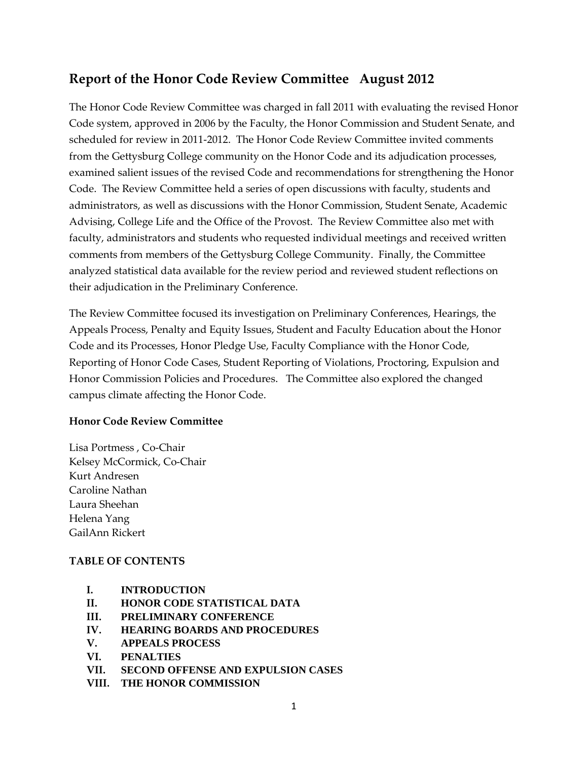# Report of the Honor Code Review Committee August 2012

The Honor Code Review Committee was charged in fall 2011 with evaluating the revised Honor Code system, approved in 2006 by the Faculty, the Honor Commission and Student Senate, and scheduled for review in 2011-2012. The Honor Code Review Committee invited comments from the Gettysburg College community on the Honor Code and its adjudication processes, examined salient issues of the revised Code and recommendations for strengthening the Honor Code. The Review Committee held a series of open discussions with faculty, students and administrators, as well as discussions with the Honor Commission, Student Senate, Academic Advising, College Life and the Office of the Provost. The Review Committee also met with faculty, administrators and students who requested individual meetings and received written comments from members of the Gettysburg College Community. Finally, the Committee analyzed statistical data available for the review period and reviewed student reflections on their adjudication in the Preliminary Conference.

The Review Committee focused its investigation on Preliminary Conferences, Hearings, the Appeals Process, Penalty and Equity Issues, Student and Faculty Education about the Honor Code and its Processes, Honor Pledge Use, Faculty Compliance with the Honor Code, Reporting of Honor Code Cases, Student Reporting of Violations, Proctoring, Expulsion and Honor Commission Policies and Procedures. The Committee also explored the changed campus climate affecting the Honor Code.

**Honor Code Review Committee**

Lisa Portmess , Co-Chair
Kelsey McCormick, Co-Chair
Kurt Andresen
Caroline Nathan
Laura Sheehan
Helena Yang
GailAnn Rickert

**TABLE OF CONTENTS**

- **I. INTRODUCTION**
- **II. HONOR CODE STATISTICAL DATA**
- **III. PRELIMINARY CONFERENCE**
- **IV. HEARING BOARDS AND PROCEDURES**
- **V. APPEALS PROCESS**
- **VI. PENALTIES**
- **VII. SECOND OFFENSE AND EXPULSION CASES**
- **VIII. THE HONOR COMMISSION**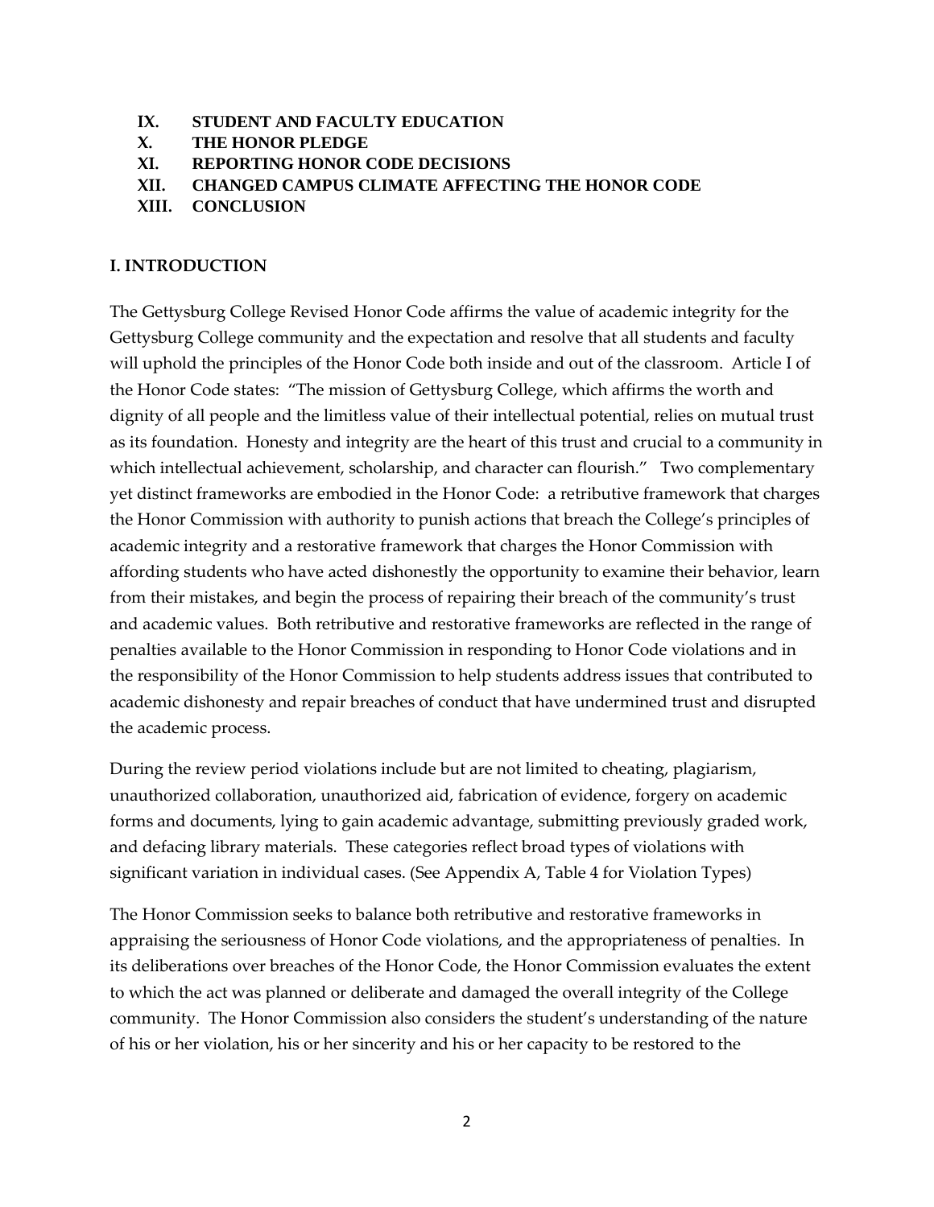**IX. STUDENT AND FACULTY EDUCATION**

**X. THE HONOR PLEDGE**

**XI. REPORTING HONOR CODE DECISIONS**

**XII. CHANGED CAMPUS CLIMATE AFFECTING THE HONOR CODE**

**XIII. CONCLUSION**

## I. INTRODUCTION

The Gettysburg College Revised Honor Code affirms the value of academic integrity for the Gettysburg College community and the expectation and resolve that all students and faculty will uphold the principles of the Honor Code both inside and out of the classroom. Article I of the Honor Code states: "The mission of Gettysburg College, which affirms the worth and dignity of all people and the limitless value of their intellectual potential, relies on mutual trust as its foundation. Honesty and integrity are the heart of this trust and crucial to a community in which intellectual achievement, scholarship, and character can flourish." Two complementary yet distinct frameworks are embodied in the Honor Code: a retributive framework that charges the Honor Commission with authority to punish actions that breach the College's principles of academic integrity and a restorative framework that charges the Honor Commission with affording students who have acted dishonestly the opportunity to examine their behavior, learn from their mistakes, and begin the process of repairing their breach of the community's trust and academic values. Both retributive and restorative frameworks are reflected in the range of penalties available to the Honor Commission in responding to Honor Code violations and in the responsibility of the Honor Commission to help students address issues that contributed to academic dishonesty and repair breaches of conduct that have undermined trust and disrupted the academic process.

During the review period violations include but are not limited to cheating, plagiarism, unauthorized collaboration, unauthorized aid, fabrication of evidence, forgery on academic forms and documents, lying to gain academic advantage, submitting previously graded work, and defacing library materials. These categories reflect broad types of violations with significant variation in individual cases. (See Appendix A, Table 4 for Violation Types)

The Honor Commission seeks to balance both retributive and restorative frameworks in appraising the seriousness of Honor Code violations, and the appropriateness of penalties. In its deliberations over breaches of the Honor Code, the Honor Commission evaluates the extent to which the act was planned or deliberate and damaged the overall integrity of the College community. The Honor Commission also considers the student's understanding of the nature of his or her violation, his or her sincerity and his or her capacity to be restored to the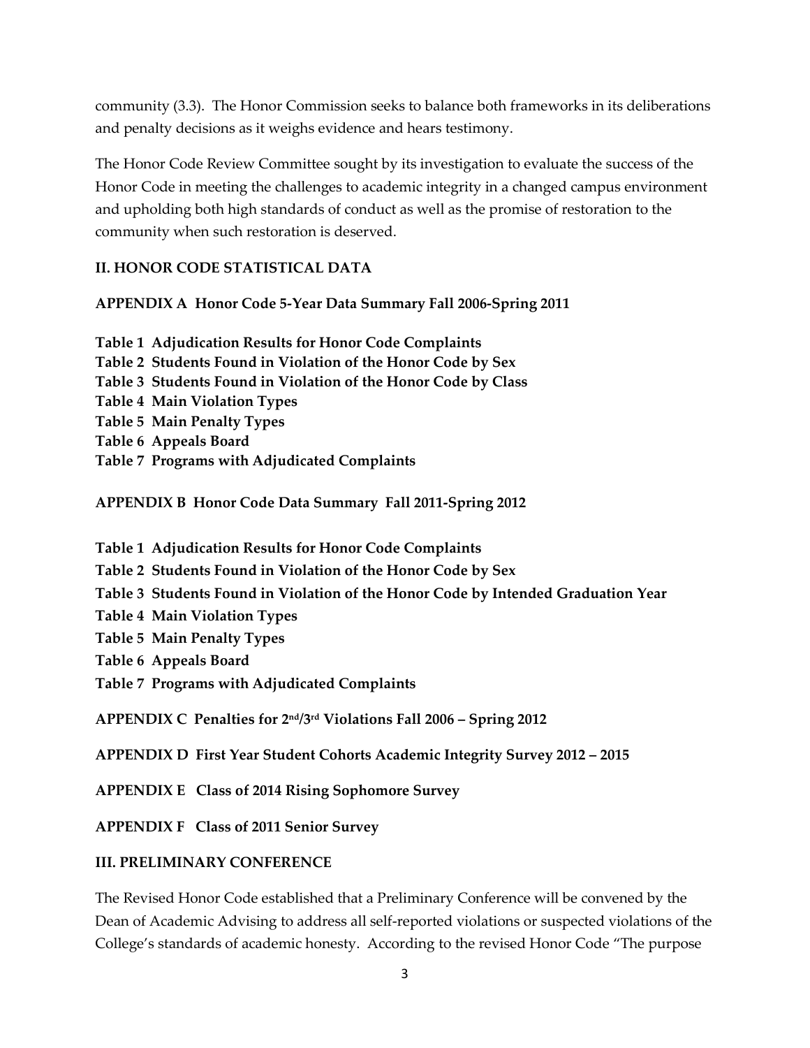community (3.3). The Honor Commission seeks to balance both frameworks in its deliberations and penalty decisions as it weighs evidence and hears testimony.

The Honor Code Review Committee sought by its investigation to evaluate the success of the Honor Code in meeting the challenges to academic integrity in a changed campus environment and upholding both high standards of conduct as well as the promise of restoration to the community when such restoration is deserved.

## II. HONOR CODE STATISTICAL DATA

**APPENDIX A Honor Code 5-Year Data Summary Fall 2006-Spring 2011**

**Table 1 Adjudication Results for Honor Code Complaints**
**Table 2 Students Found in Violation of the Honor Code by Sex**
**Table 3 Students Found in Violation of the Honor Code by Class**
**Table 4 Main Violation Types**
**Table 5 Main Penalty Types**
**Table 6 Appeals Board**
**Table 7 Programs with Adjudicated Complaints**

**APPENDIX B Honor Code Data Summary Fall 2011-Spring 2012**

**Table 1 Adjudication Results for Honor Code Complaints**
**Table 2 Students Found in Violation of the Honor Code by Sex**
**Table 3 Students Found in Violation of the Honor Code by Intended Graduation Year**
**Table 4 Main Violation Types**
**Table 5 Main Penalty Types**
**Table 6 Appeals Board**
**Table 7 Programs with Adjudicated Complaints**

**APPENDIX C Penalties for 2nd/3rd Violations Fall 2006 – Spring 2012**

**APPENDIX D First Year Student Cohorts Academic Integrity Survey 2012 – 2015**

**APPENDIX E Class of 2014 Rising Sophomore Survey**

**APPENDIX F Class of 2011 Senior Survey**

## III. PRELIMINARY CONFERENCE

The Revised Honor Code established that a Preliminary Conference will be convened by the Dean of Academic Advising to address all self-reported violations or suspected violations of the College's standards of academic honesty. According to the revised Honor Code "The purpose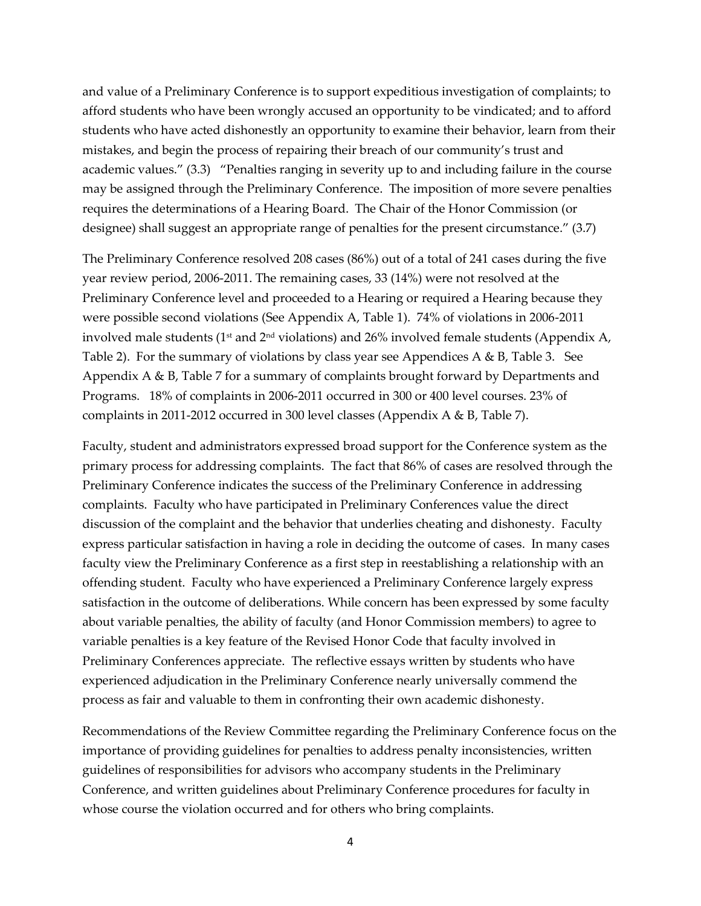and value of a Preliminary Conference is to support expeditious investigation of complaints; to afford students who have been wrongly accused an opportunity to be vindicated; and to afford students who have acted dishonestly an opportunity to examine their behavior, learn from their mistakes, and begin the process of repairing their breach of our community's trust and academic values." (3.3) "Penalties ranging in severity up to and including failure in the course may be assigned through the Preliminary Conference. The imposition of more severe penalties requires the determinations of a Hearing Board. The Chair of the Honor Commission (or designee) shall suggest an appropriate range of penalties for the present circumstance." (3.7)

The Preliminary Conference resolved 208 cases (86%) out of a total of 241 cases during the five year review period, 2006-2011. The remaining cases, 33 (14%) were not resolved at the Preliminary Conference level and proceeded to a Hearing or required a Hearing because they were possible second violations (See Appendix A, Table 1). 74% of violations in 2006-2011 involved male students (1st and 2nd violations) and 26% involved female students (Appendix A, Table 2). For the summary of violations by class year see Appendices A & B, Table 3. See Appendix A & B, Table 7 for a summary of complaints brought forward by Departments and Programs. 18% of complaints in 2006-2011 occurred in 300 or 400 level courses. 23% of complaints in 2011-2012 occurred in 300 level classes (Appendix A & B, Table 7).

Faculty, student and administrators expressed broad support for the Conference system as the primary process for addressing complaints. The fact that 86% of cases are resolved through the Preliminary Conference indicates the success of the Preliminary Conference in addressing complaints. Faculty who have participated in Preliminary Conferences value the direct discussion of the complaint and the behavior that underlies cheating and dishonesty. Faculty express particular satisfaction in having a role in deciding the outcome of cases. In many cases faculty view the Preliminary Conference as a first step in reestablishing a relationship with an offending student. Faculty who have experienced a Preliminary Conference largely express satisfaction in the outcome of deliberations. While concern has been expressed by some faculty about variable penalties, the ability of faculty (and Honor Commission members) to agree to variable penalties is a key feature of the Revised Honor Code that faculty involved in Preliminary Conferences appreciate. The reflective essays written by students who have experienced adjudication in the Preliminary Conference nearly universally commend the process as fair and valuable to them in confronting their own academic dishonesty.

Recommendations of the Review Committee regarding the Preliminary Conference focus on the importance of providing guidelines for penalties to address penalty inconsistencies, written guidelines of responsibilities for advisors who accompany students in the Preliminary Conference, and written guidelines about Preliminary Conference procedures for faculty in whose course the violation occurred and for others who bring complaints.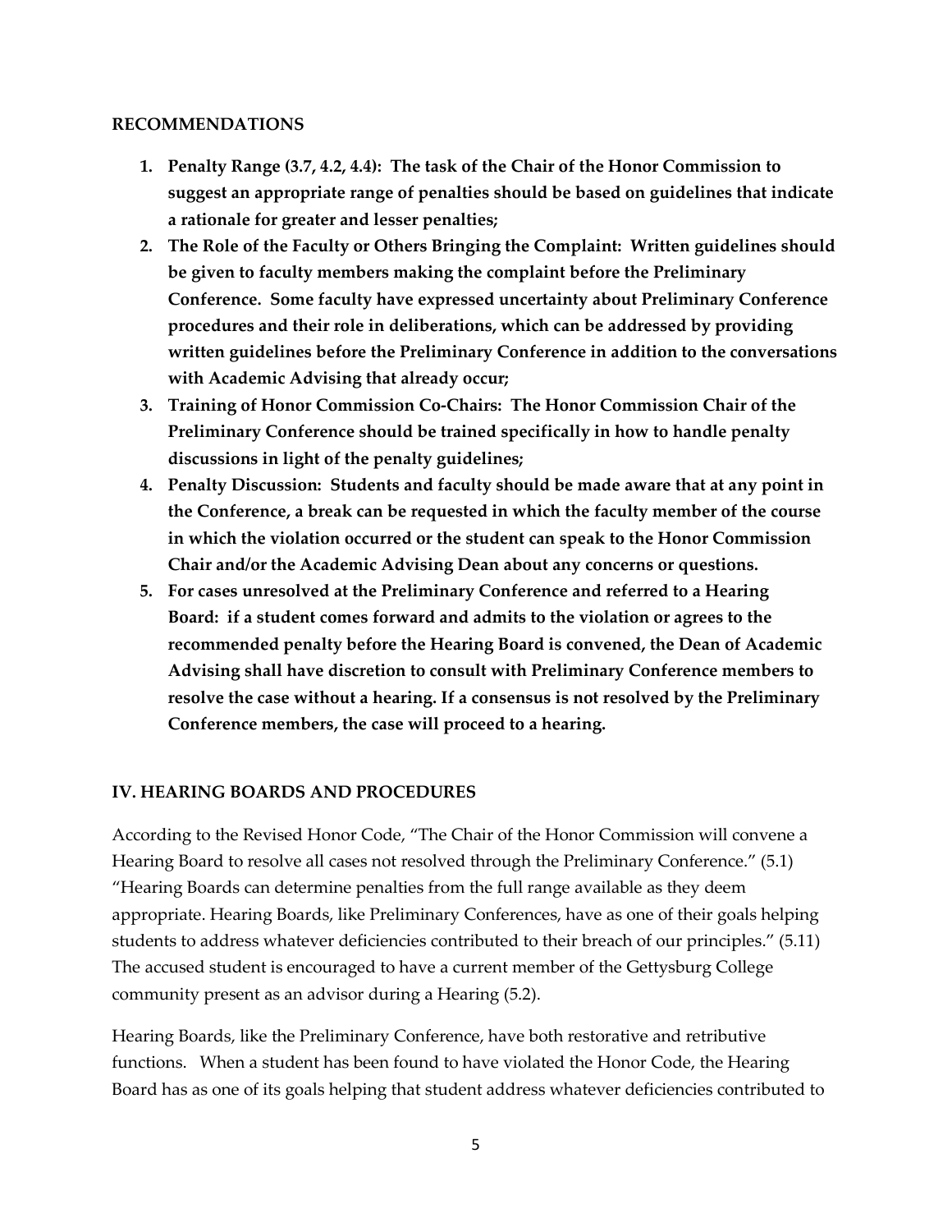**RECOMMENDATIONS**

1. **Penalty Range (3.7, 4.2, 4.4): The task of the Chair of the Honor Commission to suggest an appropriate range of penalties should be based on guidelines that indicate a rationale for greater and lesser penalties;**
2. **The Role of the Faculty or Others Bringing the Complaint: Written guidelines should be given to faculty members making the complaint before the Preliminary Conference. Some faculty have expressed uncertainty about Preliminary Conference procedures and their role in deliberations, which can be addressed by providing written guidelines before the Preliminary Conference in addition to the conversations with Academic Advising that already occur;**
3. **Training of Honor Commission Co-Chairs: The Honor Commission Chair of the Preliminary Conference should be trained specifically in how to handle penalty discussions in light of the penalty guidelines;**
4. **Penalty Discussion: Students and faculty should be made aware that at any point in the Conference, a break can be requested in which the faculty member of the course in which the violation occurred or the student can speak to the Honor Commission Chair and/or the Academic Advising Dean about any concerns or questions.**
5. **For cases unresolved at the Preliminary Conference and referred to a Hearing Board: if a student comes forward and admits to the violation or agrees to the recommended penalty before the Hearing Board is convened, the Dean of Academic Advising shall have discretion to consult with Preliminary Conference members to resolve the case without a hearing. If a consensus is not resolved by the Preliminary Conference members, the case will proceed to a hearing.**

## IV. HEARING BOARDS AND PROCEDURES

According to the Revised Honor Code, "The Chair of the Honor Commission will convene a Hearing Board to resolve all cases not resolved through the Preliminary Conference." (5.1) "Hearing Boards can determine penalties from the full range available as they deem appropriate. Hearing Boards, like Preliminary Conferences, have as one of their goals helping students to address whatever deficiencies contributed to their breach of our principles." (5.11) The accused student is encouraged to have a current member of the Gettysburg College community present as an advisor during a Hearing (5.2).

Hearing Boards, like the Preliminary Conference, have both restorative and retributive functions. When a student has been found to have violated the Honor Code, the Hearing Board has as one of its goals helping that student address whatever deficiencies contributed to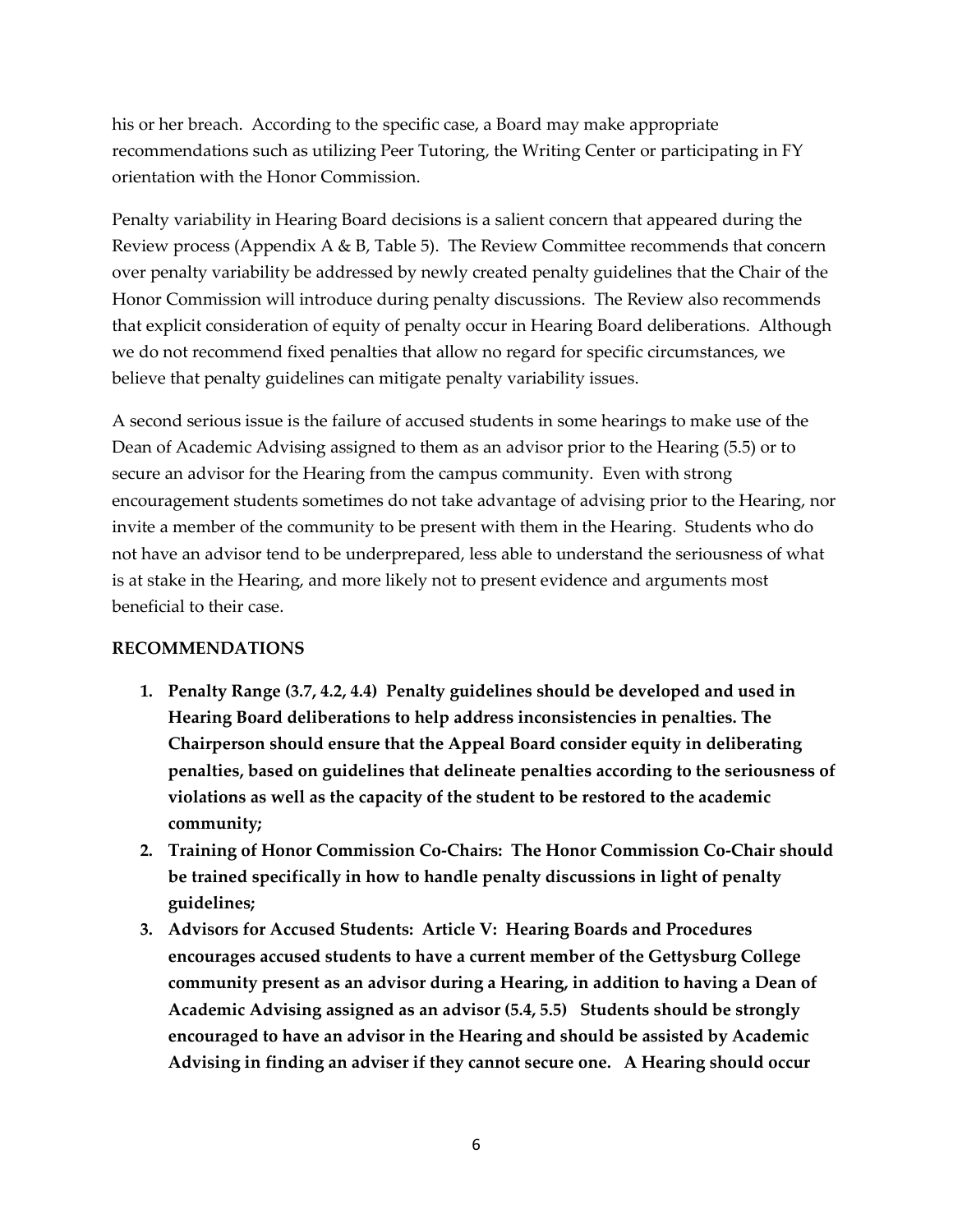his or her breach. According to the specific case, a Board may make appropriate recommendations such as utilizing Peer Tutoring, the Writing Center or participating in FY orientation with the Honor Commission.

Penalty variability in Hearing Board decisions is a salient concern that appeared during the Review process (Appendix A & B, Table 5). The Review Committee recommends that concern over penalty variability be addressed by newly created penalty guidelines that the Chair of the Honor Commission will introduce during penalty discussions. The Review also recommends that explicit consideration of equity of penalty occur in Hearing Board deliberations. Although we do not recommend fixed penalties that allow no regard for specific circumstances, we believe that penalty guidelines can mitigate penalty variability issues.

A second serious issue is the failure of accused students in some hearings to make use of the Dean of Academic Advising assigned to them as an advisor prior to the Hearing (5.5) or to secure an advisor for the Hearing from the campus community. Even with strong encouragement students sometimes do not take advantage of advising prior to the Hearing, nor invite a member of the community to be present with them in the Hearing. Students who do not have an advisor tend to be underprepared, less able to understand the seriousness of what is at stake in the Hearing, and more likely not to present evidence and arguments most beneficial to their case.

**RECOMMENDATIONS**

1. **Penalty Range (3.7, 4.2, 4.4) Penalty guidelines should be developed and used in Hearing Board deliberations to help address inconsistencies in penalties. The Chairperson should ensure that the Appeal Board consider equity in deliberating penalties, based on guidelines that delineate penalties according to the seriousness of violations as well as the capacity of the student to be restored to the academic community;**
2. **Training of Honor Commission Co-Chairs: The Honor Commission Co-Chair should be trained specifically in how to handle penalty discussions in light of penalty guidelines;**
3. **Advisors for Accused Students: Article V: Hearing Boards and Procedures encourages accused students to have a current member of the Gettysburg College community present as an advisor during a Hearing, in addition to having a Dean of Academic Advising assigned as an advisor (5.4, 5.5) Students should be strongly encouraged to have an advisor in the Hearing and should be assisted by Academic Advising in finding an adviser if they cannot secure one. A Hearing should occur**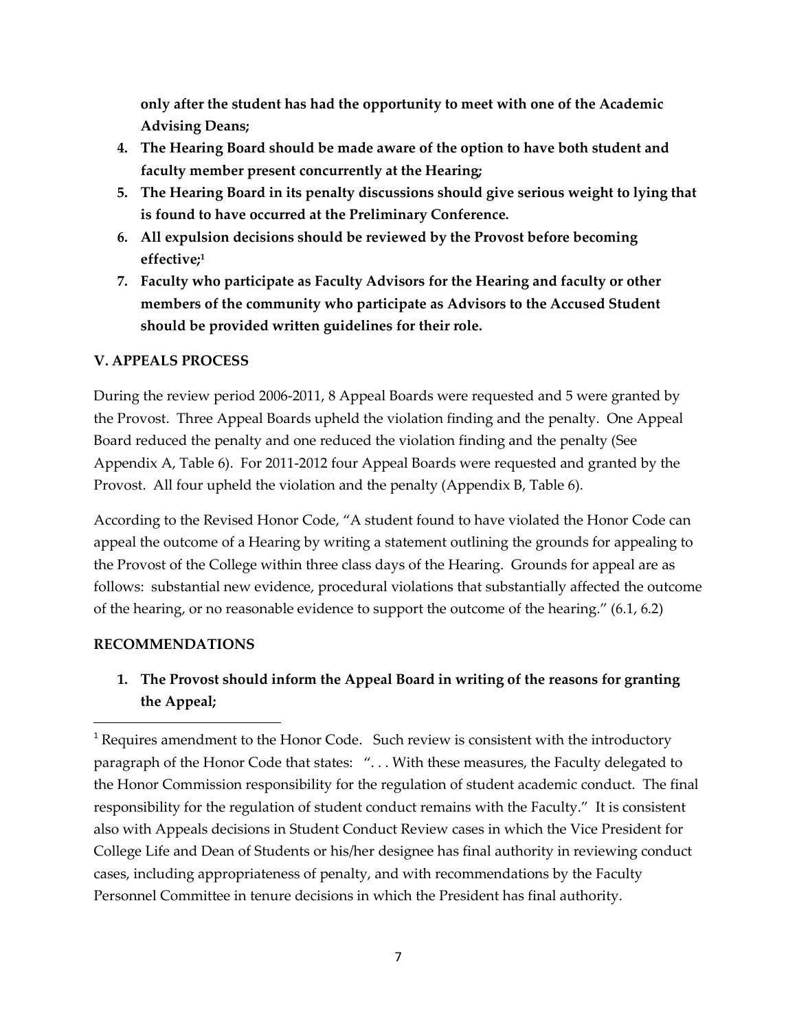**only after the student has had the opportunity to meet with one of the Academic Advising Deans;**

4. **The Hearing Board should be made aware of the option to have both student and faculty member present concurrently at the Hearing;**
5. **The Hearing Board in its penalty discussions should give serious weight to lying that is found to have occurred at the Preliminary Conference.**
6. **All expulsion decisions should be reviewed by the Provost before becoming effective;[1]**
7. **Faculty who participate as Faculty Advisors for the Hearing and faculty or other members of the community who participate as Advisors to the Accused Student should be provided written guidelines for their role.**

### V. APPEALS PROCESS

During the review period 2006-2011, 8 Appeal Boards were requested and 5 were granted by the Provost. Three Appeal Boards upheld the violation finding and the penalty. One Appeal Board reduced the penalty and one reduced the violation finding and the penalty (See Appendix A, Table 6). For 2011-2012 four Appeal Boards were requested and granted by the Provost. All four upheld the violation and the penalty (Appendix B, Table 6).

According to the Revised Honor Code, "A student found to have violated the Honor Code can appeal the outcome of a Hearing by writing a statement outlining the grounds for appealing to the Provost of the College within three class days of the Hearing. Grounds for appeal are as follows: substantial new evidence, procedural violations that substantially affected the outcome of the hearing, or no reasonable evidence to support the outcome of the hearing." (6.1, 6.2)

### RECOMMENDATIONS

1. **The Provost should inform the Appeal Board in writing of the reasons for granting the Appeal;**

---

[1] Requires amendment to the Honor Code. Such review is consistent with the introductory paragraph of the Honor Code that states: ". . . With these measures, the Faculty delegated to the Honor Commission responsibility for the regulation of student academic conduct. The final responsibility for the regulation of student conduct remains with the Faculty." It is consistent also with Appeals decisions in Student Conduct Review cases in which the Vice President for College Life and Dean of Students or his/her designee has final authority in reviewing conduct cases, including appropriateness of penalty, and with recommendations by the Faculty Personnel Committee in tenure decisions in which the President has final authority.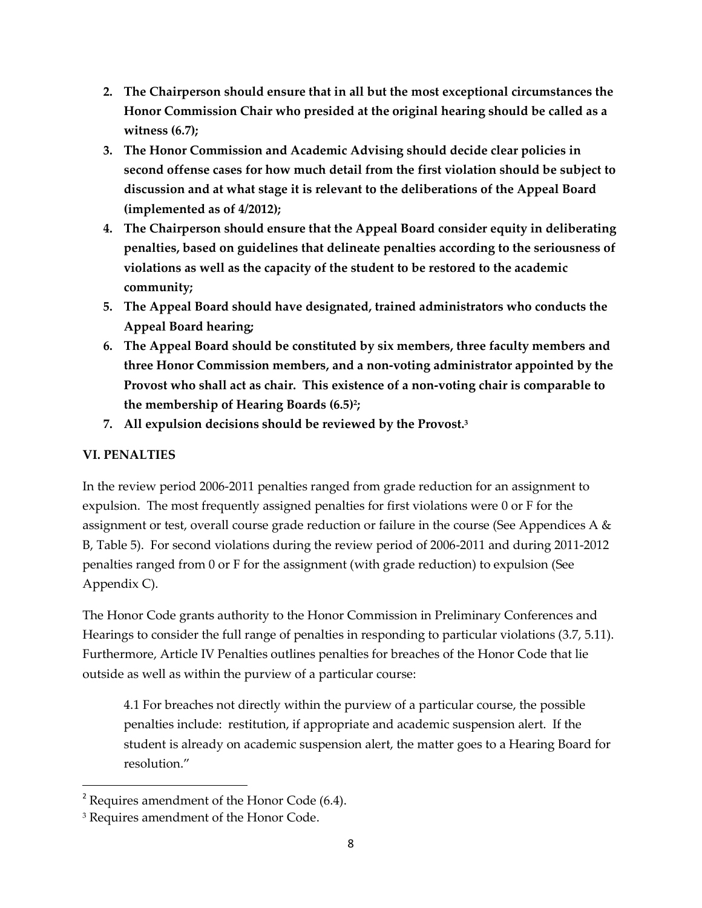2. **The Chairperson should ensure that in all but the most exceptional circumstances the Honor Commission Chair who presided at the original hearing should be called as a witness (6.7);**
3. **The Honor Commission and Academic Advising should decide clear policies in second offense cases for how much detail from the first violation should be subject to discussion and at what stage it is relevant to the deliberations of the Appeal Board (implemented as of 4/2012);**
4. **The Chairperson should ensure that the Appeal Board consider equity in deliberating penalties, based on guidelines that delineate penalties according to the seriousness of violations as well as the capacity of the student to be restored to the academic community;**
5. **The Appeal Board should have designated, trained administrators who conducts the Appeal Board hearing;**
6. **The Appeal Board should be constituted by six members, three faculty members and three Honor Commission members, and a non-voting administrator appointed by the Provost who shall act as chair. This existence of a non-voting chair is comparable to the membership of Hearing Boards (6.5)[2];**
7. **All expulsion decisions should be reviewed by the Provost.[3]**

## VI. PENALTIES

In the review period 2006-2011 penalties ranged from grade reduction for an assignment to expulsion. The most frequently assigned penalties for first violations were 0 or F for the assignment or test, overall course grade reduction or failure in the course (See Appendices A & B, Table 5). For second violations during the review period of 2006-2011 and during 2011-2012 penalties ranged from 0 or F for the assignment (with grade reduction) to expulsion (See Appendix C).

The Honor Code grants authority to the Honor Commission in Preliminary Conferences and Hearings to consider the full range of penalties in responding to particular violations (3.7, 5.11). Furthermore, Article IV Penalties outlines penalties for breaches of the Honor Code that lie outside as well as within the purview of a particular course:

> 4.1 For breaches not directly within the purview of a particular course, the possible penalties include: restitution, if appropriate and academic suspension alert. If the student is already on academic suspension alert, the matter goes to a Hearing Board for resolution."

---

[2] Requires amendment of the Honor Code (6.4).

[3] Requires amendment of the Honor Code.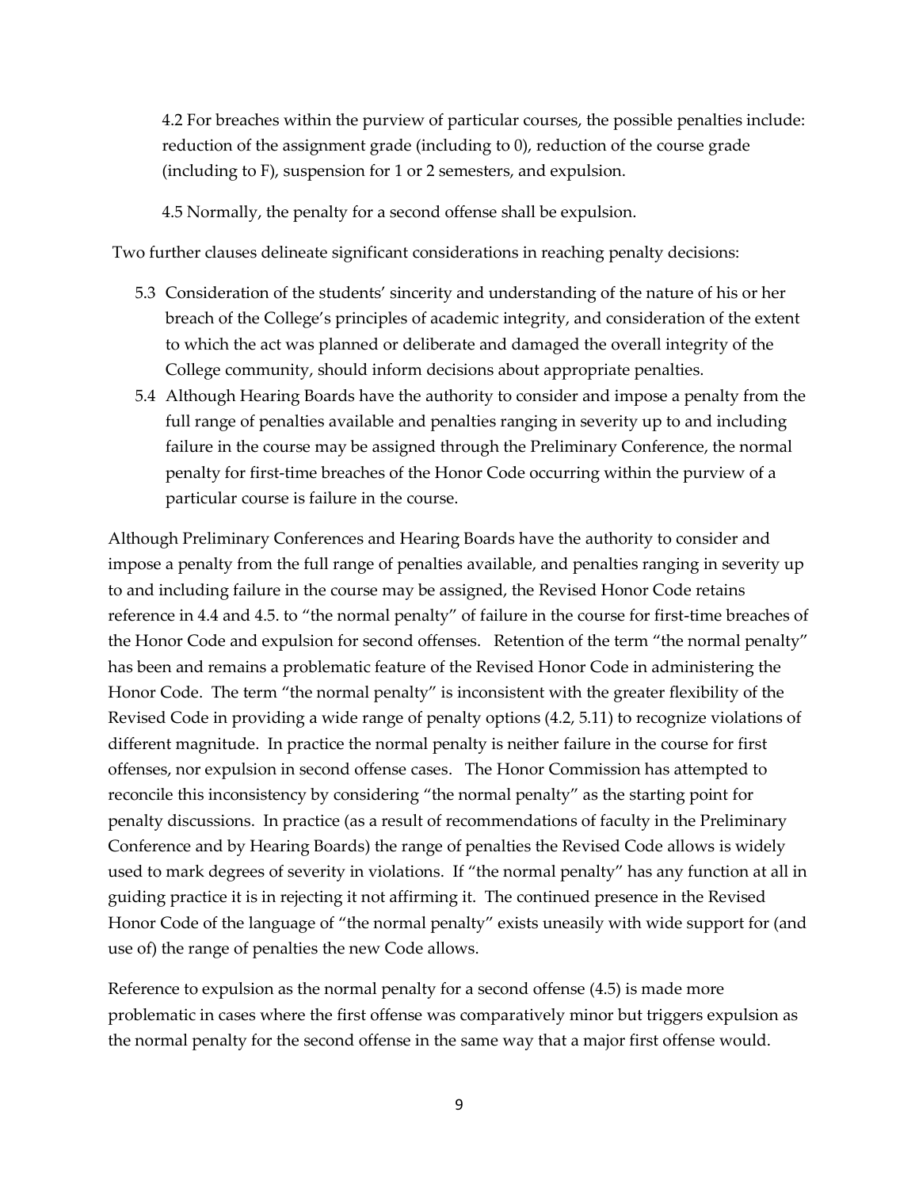4.2 For breaches within the purview of particular courses, the possible penalties include: reduction of the assignment grade (including to 0), reduction of the course grade (including to F), suspension for 1 or 2 semesters, and expulsion.

4.5 Normally, the penalty for a second offense shall be expulsion.

Two further clauses delineate significant considerations in reaching penalty decisions:

5.3 Consideration of the students' sincerity and understanding of the nature of his or her breach of the College's principles of academic integrity, and consideration of the extent to which the act was planned or deliberate and damaged the overall integrity of the College community, should inform decisions about appropriate penalties.

5.4 Although Hearing Boards have the authority to consider and impose a penalty from the full range of penalties available and penalties ranging in severity up to and including failure in the course may be assigned through the Preliminary Conference, the normal penalty for first-time breaches of the Honor Code occurring within the purview of a particular course is failure in the course.

Although Preliminary Conferences and Hearing Boards have the authority to consider and impose a penalty from the full range of penalties available, and penalties ranging in severity up to and including failure in the course may be assigned, the Revised Honor Code retains reference in 4.4 and 4.5. to "the normal penalty" of failure in the course for first-time breaches of the Honor Code and expulsion for second offenses. Retention of the term "the normal penalty" has been and remains a problematic feature of the Revised Honor Code in administering the Honor Code. The term "the normal penalty" is inconsistent with the greater flexibility of the Revised Code in providing a wide range of penalty options (4.2, 5.11) to recognize violations of different magnitude. In practice the normal penalty is neither failure in the course for first offenses, nor expulsion in second offense cases. The Honor Commission has attempted to reconcile this inconsistency by considering "the normal penalty" as the starting point for penalty discussions. In practice (as a result of recommendations of faculty in the Preliminary Conference and by Hearing Boards) the range of penalties the Revised Code allows is widely used to mark degrees of severity in violations. If "the normal penalty" has any function at all in guiding practice it is in rejecting it not affirming it. The continued presence in the Revised Honor Code of the language of "the normal penalty" exists uneasily with wide support for (and use of) the range of penalties the new Code allows.

Reference to expulsion as the normal penalty for a second offense (4.5) is made more problematic in cases where the first offense was comparatively minor but triggers expulsion as the normal penalty for the second offense in the same way that a major first offense would.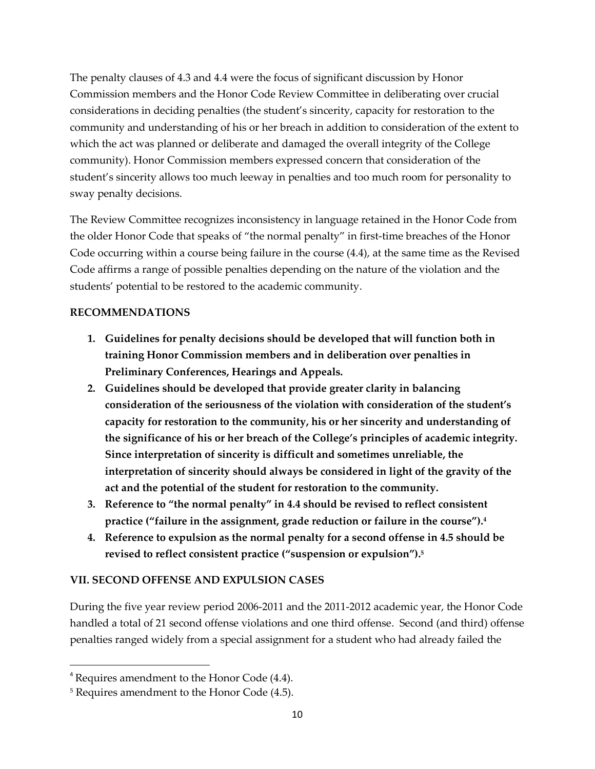The penalty clauses of 4.3 and 4.4 were the focus of significant discussion by Honor Commission members and the Honor Code Review Committee in deliberating over crucial considerations in deciding penalties (the student's sincerity, capacity for restoration to the community and understanding of his or her breach in addition to consideration of the extent to which the act was planned or deliberate and damaged the overall integrity of the College community). Honor Commission members expressed concern that consideration of the student's sincerity allows too much leeway in penalties and too much room for personality to sway penalty decisions.

The Review Committee recognizes inconsistency in language retained in the Honor Code from the older Honor Code that speaks of "the normal penalty" in first-time breaches of the Honor Code occurring within a course being failure in the course (4.4), at the same time as the Revised Code affirms a range of possible penalties depending on the nature of the violation and the students' potential to be restored to the academic community.

**RECOMMENDATIONS**

1. **Guidelines for penalty decisions should be developed that will function both in training Honor Commission members and in deliberation over penalties in Preliminary Conferences, Hearings and Appeals.**
2. **Guidelines should be developed that provide greater clarity in balancing consideration of the seriousness of the violation with consideration of the student's capacity for restoration to the community, his or her sincerity and understanding of the significance of his or her breach of the College's principles of academic integrity. Since interpretation of sincerity is difficult and sometimes unreliable, the interpretation of sincerity should always be considered in light of the gravity of the act and the potential of the student for restoration to the community.**
3. **Reference to "the normal penalty" in 4.4 should be revised to reflect consistent practice ("failure in the assignment, grade reduction or failure in the course").[4]**
4. **Reference to expulsion as the normal penalty for a second offense in 4.5 should be revised to reflect consistent practice ("suspension or expulsion").[5]**

## VII. SECOND OFFENSE AND EXPULSION CASES

During the five year review period 2006-2011 and the 2011-2012 academic year, the Honor Code handled a total of 21 second offense violations and one third offense. Second (and third) offense penalties ranged widely from a special assignment for a student who had already failed the

---

[4] Requires amendment to the Honor Code (4.4).

[5] Requires amendment to the Honor Code (4.5).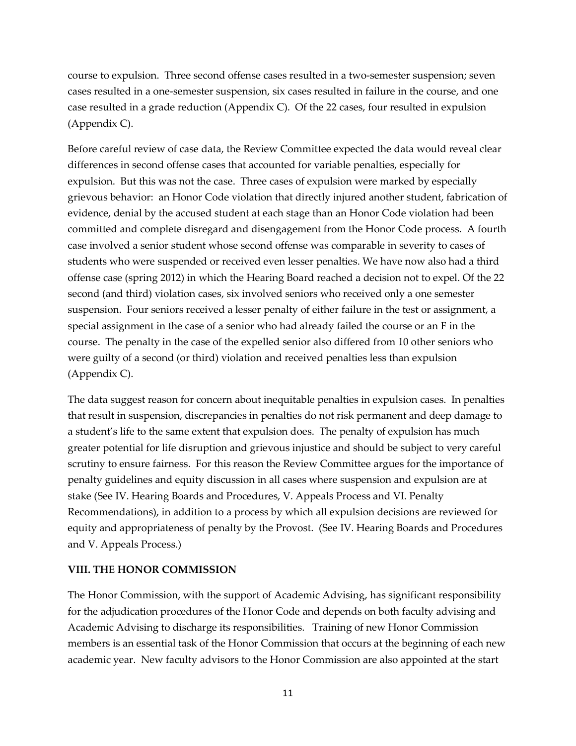course to expulsion. Three second offense cases resulted in a two-semester suspension; seven cases resulted in a one-semester suspension, six cases resulted in failure in the course, and one case resulted in a grade reduction (Appendix C). Of the 22 cases, four resulted in expulsion (Appendix C).

Before careful review of case data, the Review Committee expected the data would reveal clear differences in second offense cases that accounted for variable penalties, especially for expulsion. But this was not the case. Three cases of expulsion were marked by especially grievous behavior: an Honor Code violation that directly injured another student, fabrication of evidence, denial by the accused student at each stage than an Honor Code violation had been committed and complete disregard and disengagement from the Honor Code process. A fourth case involved a senior student whose second offense was comparable in severity to cases of students who were suspended or received even lesser penalties. We have now also had a third offense case (spring 2012) in which the Hearing Board reached a decision not to expel. Of the 22 second (and third) violation cases, six involved seniors who received only a one semester suspension. Four seniors received a lesser penalty of either failure in the test or assignment, a special assignment in the case of a senior who had already failed the course or an F in the course. The penalty in the case of the expelled senior also differed from 10 other seniors who were guilty of a second (or third) violation and received penalties less than expulsion (Appendix C).

The data suggest reason for concern about inequitable penalties in expulsion cases. In penalties that result in suspension, discrepancies in penalties do not risk permanent and deep damage to a student's life to the same extent that expulsion does. The penalty of expulsion has much greater potential for life disruption and grievous injustice and should be subject to very careful scrutiny to ensure fairness. For this reason the Review Committee argues for the importance of penalty guidelines and equity discussion in all cases where suspension and expulsion are at stake (See IV. Hearing Boards and Procedures, V. Appeals Process and VI. Penalty Recommendations), in addition to a process by which all expulsion decisions are reviewed for equity and appropriateness of penalty by the Provost. (See IV. Hearing Boards and Procedures and V. Appeals Process.)

## VIII. THE HONOR COMMISSION

The Honor Commission, with the support of Academic Advising, has significant responsibility for the adjudication procedures of the Honor Code and depends on both faculty advising and Academic Advising to discharge its responsibilities. Training of new Honor Commission members is an essential task of the Honor Commission that occurs at the beginning of each new academic year. New faculty advisors to the Honor Commission are also appointed at the start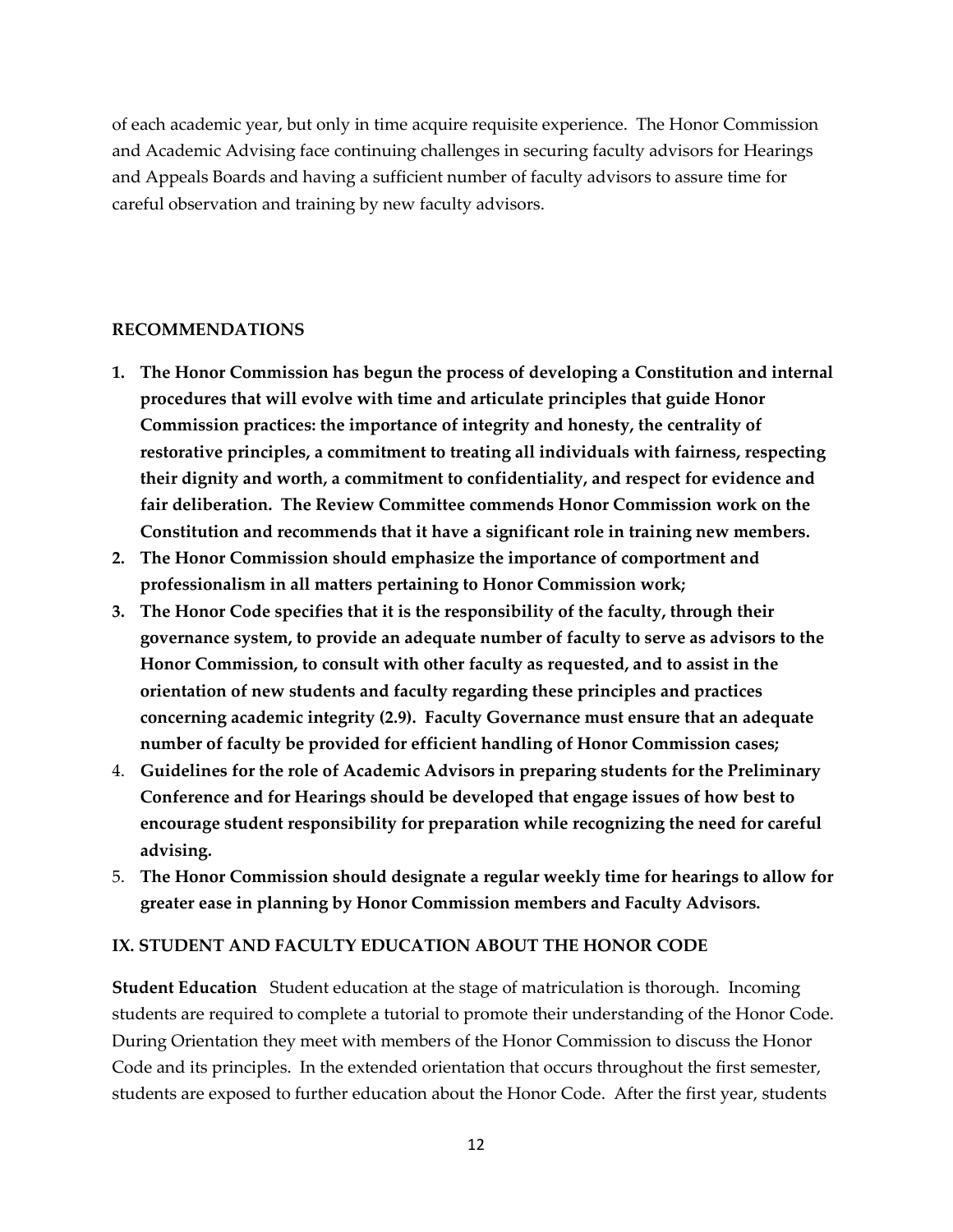of each academic year, but only in time acquire requisite experience. The Honor Commission and Academic Advising face continuing challenges in securing faculty advisors for Hearings and Appeals Boards and having a sufficient number of faculty advisors to assure time for careful observation and training by new faculty advisors.

**RECOMMENDATIONS**

1. **The Honor Commission has begun the process of developing a Constitution and internal procedures that will evolve with time and articulate principles that guide Honor Commission practices: the importance of integrity and honesty, the centrality of restorative principles, a commitment to treating all individuals with fairness, respecting their dignity and worth, a commitment to confidentiality, and respect for evidence and fair deliberation. The Review Committee commends Honor Commission work on the Constitution and recommends that it have a significant role in training new members.**
2. **The Honor Commission should emphasize the importance of comportment and professionalism in all matters pertaining to Honor Commission work;**
3. **The Honor Code specifies that it is the responsibility of the faculty, through their governance system, to provide an adequate number of faculty to serve as advisors to the Honor Commission, to consult with other faculty as requested, and to assist in the orientation of new students and faculty regarding these principles and practices concerning academic integrity (2.9). Faculty Governance must ensure that an adequate number of faculty be provided for efficient handling of Honor Commission cases;**
4. **Guidelines for the role of Academic Advisors in preparing students for the Preliminary Conference and for Hearings should be developed that engage issues of how best to encourage student responsibility for preparation while recognizing the need for careful advising.**
5. **The Honor Commission should designate a regular weekly time for hearings to allow for greater ease in planning by Honor Commission members and Faculty Advisors.**

## IX. STUDENT AND FACULTY EDUCATION ABOUT THE HONOR CODE

**Student Education** Student education at the stage of matriculation is thorough. Incoming students are required to complete a tutorial to promote their understanding of the Honor Code. During Orientation they meet with members of the Honor Commission to discuss the Honor Code and its principles. In the extended orientation that occurs throughout the first semester, students are exposed to further education about the Honor Code. After the first year, students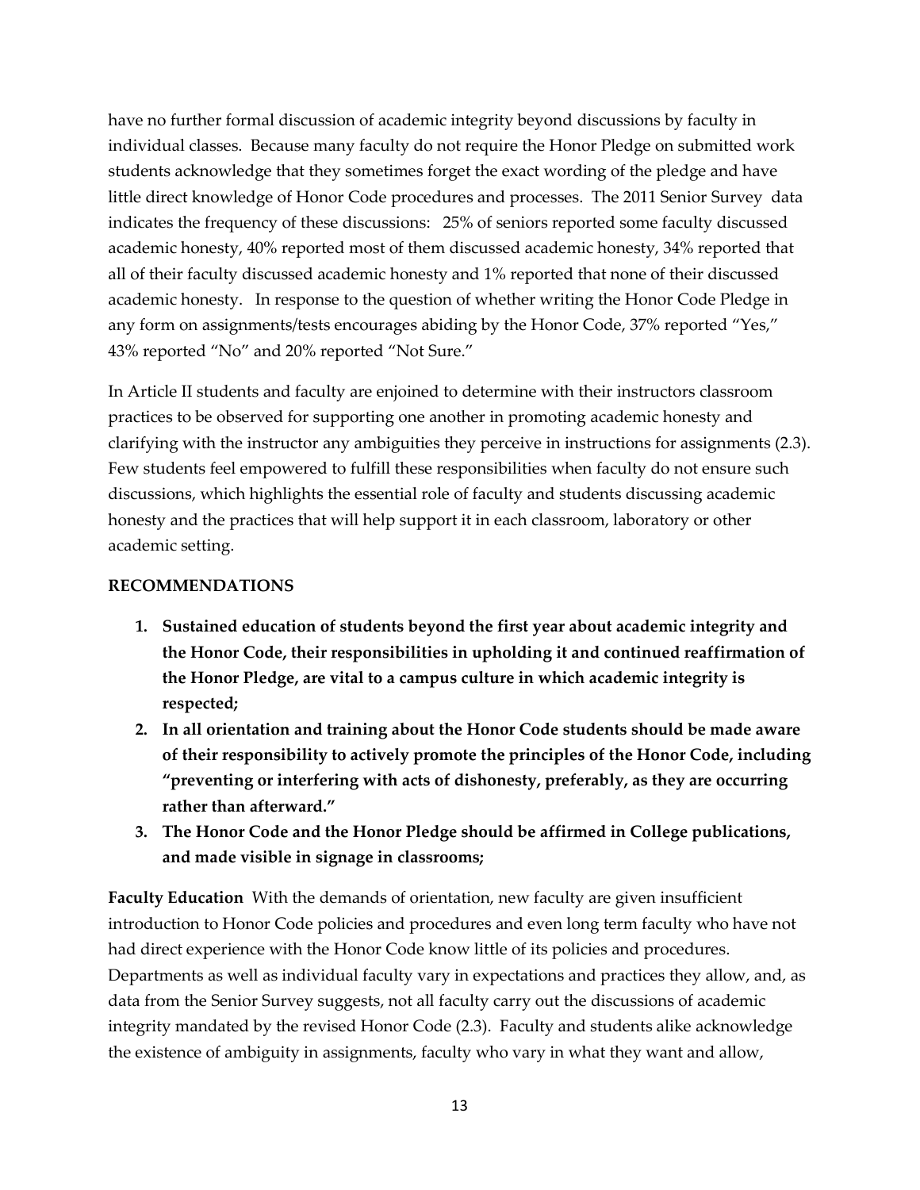have no further formal discussion of academic integrity beyond discussions by faculty in individual classes. Because many faculty do not require the Honor Pledge on submitted work students acknowledge that they sometimes forget the exact wording of the pledge and have little direct knowledge of Honor Code procedures and processes. The 2011 Senior Survey data indicates the frequency of these discussions: 25% of seniors reported some faculty discussed academic honesty, 40% reported most of them discussed academic honesty, 34% reported that all of their faculty discussed academic honesty and 1% reported that none of their discussed academic honesty. In response to the question of whether writing the Honor Code Pledge in any form on assignments/tests encourages abiding by the Honor Code, 37% reported "Yes," 43% reported "No" and 20% reported "Not Sure."

In Article II students and faculty are enjoined to determine with their instructors classroom practices to be observed for supporting one another in promoting academic honesty and clarifying with the instructor any ambiguities they perceive in instructions for assignments (2.3). Few students feel empowered to fulfill these responsibilities when faculty do not ensure such discussions, which highlights the essential role of faculty and students discussing academic honesty and the practices that will help support it in each classroom, laboratory or other academic setting.

**RECOMMENDATIONS**

1. **Sustained education of students beyond the first year about academic integrity and the Honor Code, their responsibilities in upholding it and continued reaffirmation of the Honor Pledge, are vital to a campus culture in which academic integrity is respected;**
2. **In all orientation and training about the Honor Code students should be made aware of their responsibility to actively promote the principles of the Honor Code, including "preventing or interfering with acts of dishonesty, preferably, as they are occurring rather than afterward."**
3. **The Honor Code and the Honor Pledge should be affirmed in College publications, and made visible in signage in classrooms;**

**Faculty Education** With the demands of orientation, new faculty are given insufficient introduction to Honor Code policies and procedures and even long term faculty who have not had direct experience with the Honor Code know little of its policies and procedures. Departments as well as individual faculty vary in expectations and practices they allow, and, as data from the Senior Survey suggests, not all faculty carry out the discussions of academic integrity mandated by the revised Honor Code (2.3). Faculty and students alike acknowledge the existence of ambiguity in assignments, faculty who vary in what they want and allow,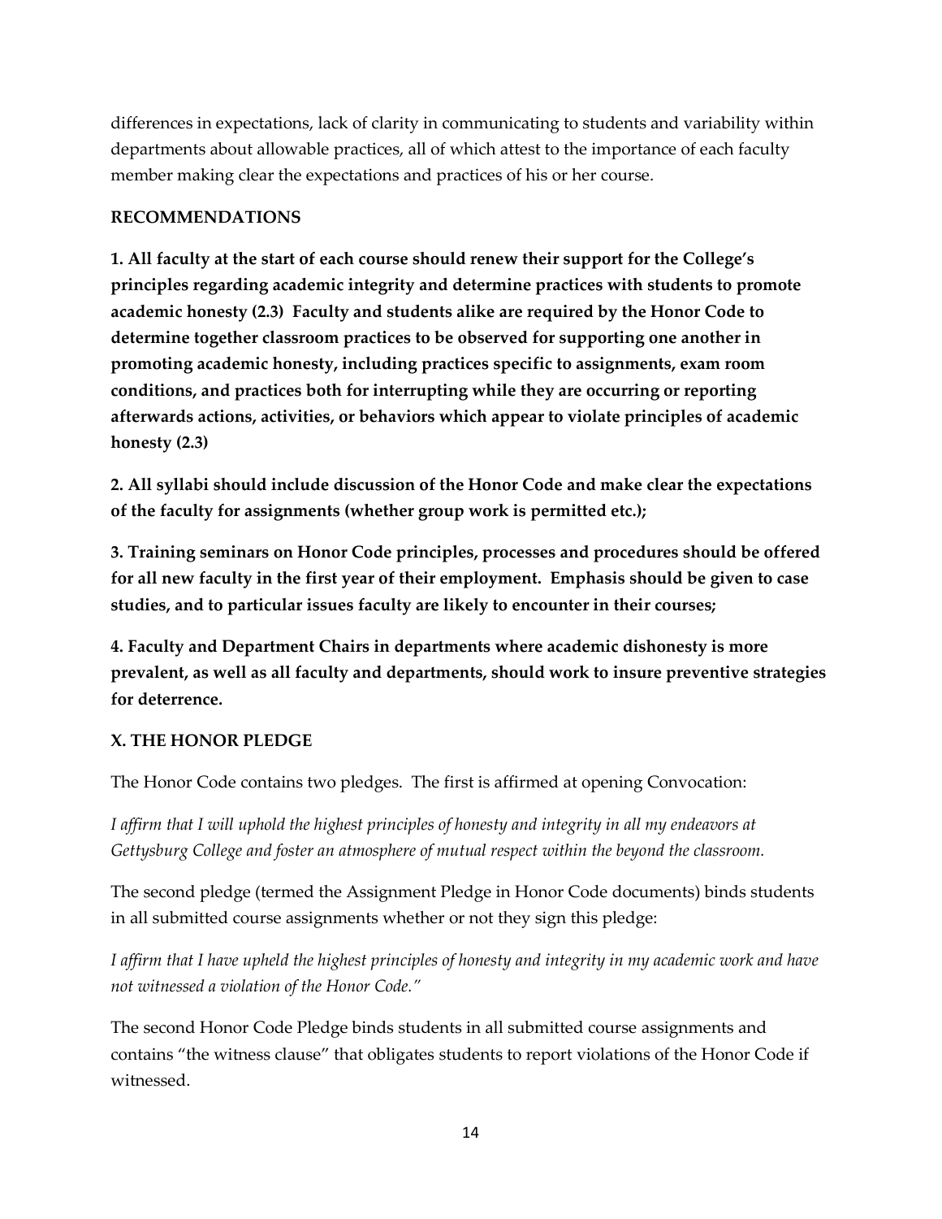differences in expectations, lack of clarity in communicating to students and variability within departments about allowable practices, all of which attest to the importance of each faculty member making clear the expectations and practices of his or her course.

**RECOMMENDATIONS**

**1. All faculty at the start of each course should renew their support for the College's principles regarding academic integrity and determine practices with students to promote academic honesty (2.3) Faculty and students alike are required by the Honor Code to determine together classroom practices to be observed for supporting one another in promoting academic honesty, including practices specific to assignments, exam room conditions, and practices both for interrupting while they are occurring or reporting afterwards actions, activities, or behaviors which appear to violate principles of academic honesty (2.3)**

**2. All syllabi should include discussion of the Honor Code and make clear the expectations of the faculty for assignments (whether group work is permitted etc.);**

**3. Training seminars on Honor Code principles, processes and procedures should be offered for all new faculty in the first year of their employment. Emphasis should be given to case studies, and to particular issues faculty are likely to encounter in their courses;**

**4. Faculty and Department Chairs in departments where academic dishonesty is more prevalent, as well as all faculty and departments, should work to insure preventive strategies for deterrence.**

## X. THE HONOR PLEDGE

The Honor Code contains two pledges. The first is affirmed at opening Convocation:

*I affirm that I will uphold the highest principles of honesty and integrity in all my endeavors at Gettysburg College and foster an atmosphere of mutual respect within the beyond the classroom.*

The second pledge (termed the Assignment Pledge in Honor Code documents) binds students in all submitted course assignments whether or not they sign this pledge:

*I affirm that I have upheld the highest principles of honesty and integrity in my academic work and have not witnessed a violation of the Honor Code."*

The second Honor Code Pledge binds students in all submitted course assignments and contains "the witness clause" that obligates students to report violations of the Honor Code if witnessed.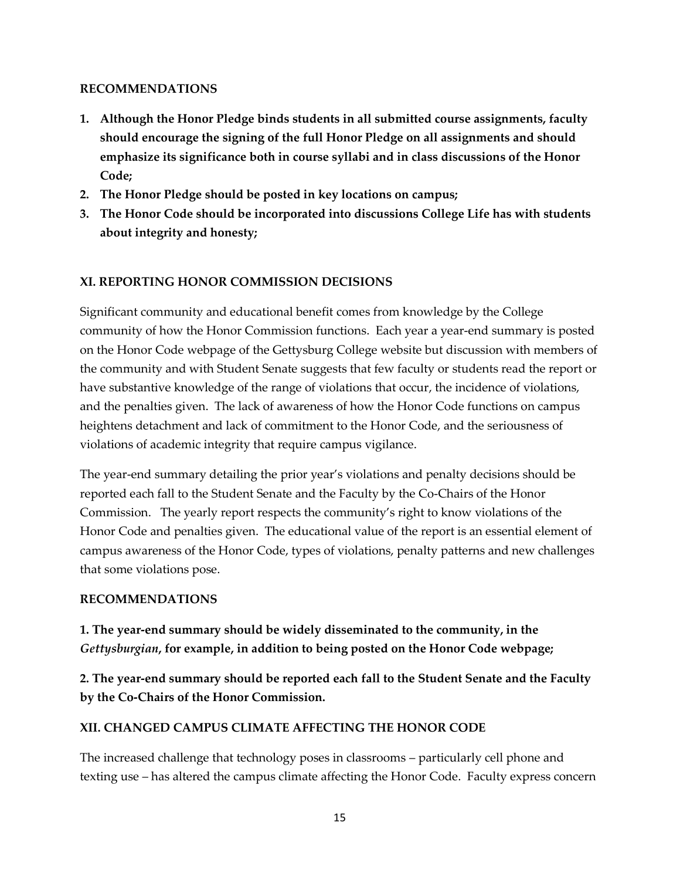## RECOMMENDATIONS

1. **Although the Honor Pledge binds students in all submitted course assignments, faculty should encourage the signing of the full Honor Pledge on all assignments and should emphasize its significance both in course syllabi and in class discussions of the Honor Code;**
2. **The Honor Pledge should be posted in key locations on campus;**
3. **The Honor Code should be incorporated into discussions College Life has with students about integrity and honesty;**

## XI. REPORTING HONOR COMMISSION DECISIONS

Significant community and educational benefit comes from knowledge by the College community of how the Honor Commission functions. Each year a year-end summary is posted on the Honor Code webpage of the Gettysburg College website but discussion with members of the community and with Student Senate suggests that few faculty or students read the report or have substantive knowledge of the range of violations that occur, the incidence of violations, and the penalties given. The lack of awareness of how the Honor Code functions on campus heightens detachment and lack of commitment to the Honor Code, and the seriousness of violations of academic integrity that require campus vigilance.

The year-end summary detailing the prior year's violations and penalty decisions should be reported each fall to the Student Senate and the Faculty by the Co-Chairs of the Honor Commission. The yearly report respects the community's right to know violations of the Honor Code and penalties given. The educational value of the report is an essential element of campus awareness of the Honor Code, types of violations, penalty patterns and new challenges that some violations pose.

## RECOMMENDATIONS

**1. The year-end summary should be widely disseminated to the community, in the *Gettysburgian*, for example, in addition to being posted on the Honor Code webpage;**

**2. The year-end summary should be reported each fall to the Student Senate and the Faculty by the Co-Chairs of the Honor Commission.**

## XII. CHANGED CAMPUS CLIMATE AFFECTING THE HONOR CODE

The increased challenge that technology poses in classrooms – particularly cell phone and texting use – has altered the campus climate affecting the Honor Code. Faculty express concern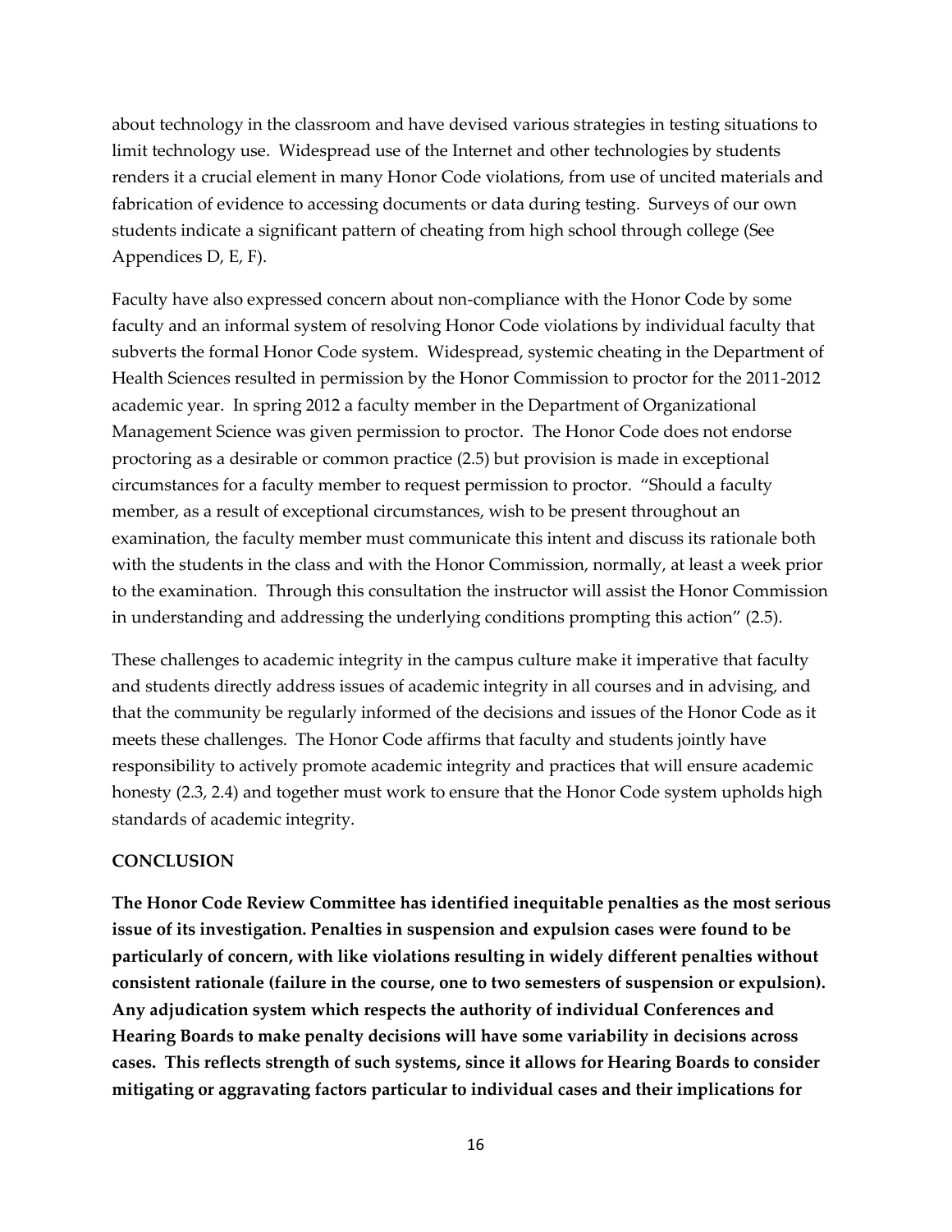about technology in the classroom and have devised various strategies in testing situations to limit technology use. Widespread use of the Internet and other technologies by students renders it a crucial element in many Honor Code violations, from use of uncited materials and fabrication of evidence to accessing documents or data during testing. Surveys of our own students indicate a significant pattern of cheating from high school through college (See Appendices D, E, F).

Faculty have also expressed concern about non-compliance with the Honor Code by some faculty and an informal system of resolving Honor Code violations by individual faculty that subverts the formal Honor Code system. Widespread, systemic cheating in the Department of Health Sciences resulted in permission by the Honor Commission to proctor for the 2011-2012 academic year. In spring 2012 a faculty member in the Department of Organizational Management Science was given permission to proctor. The Honor Code does not endorse proctoring as a desirable or common practice (2.5) but provision is made in exceptional circumstances for a faculty member to request permission to proctor. "Should a faculty member, as a result of exceptional circumstances, wish to be present throughout an examination, the faculty member must communicate this intent and discuss its rationale both with the students in the class and with the Honor Commission, normally, at least a week prior to the examination. Through this consultation the instructor will assist the Honor Commission in understanding and addressing the underlying conditions prompting this action" (2.5).

These challenges to academic integrity in the campus culture make it imperative that faculty and students directly address issues of academic integrity in all courses and in advising, and that the community be regularly informed of the decisions and issues of the Honor Code as it meets these challenges. The Honor Code affirms that faculty and students jointly have responsibility to actively promote academic integrity and practices that will ensure academic honesty (2.3, 2.4) and together must work to ensure that the Honor Code system upholds high standards of academic integrity.

## CONCLUSION

**The Honor Code Review Committee has identified inequitable penalties as the most serious issue of its investigation. Penalties in suspension and expulsion cases were found to be particularly of concern, with like violations resulting in widely different penalties without consistent rationale (failure in the course, one to two semesters of suspension or expulsion). Any adjudication system which respects the authority of individual Conferences and Hearing Boards to make penalty decisions will have some variability in decisions across cases. This reflects strength of such systems, since it allows for Hearing Boards to consider mitigating or aggravating factors particular to individual cases and their implications for**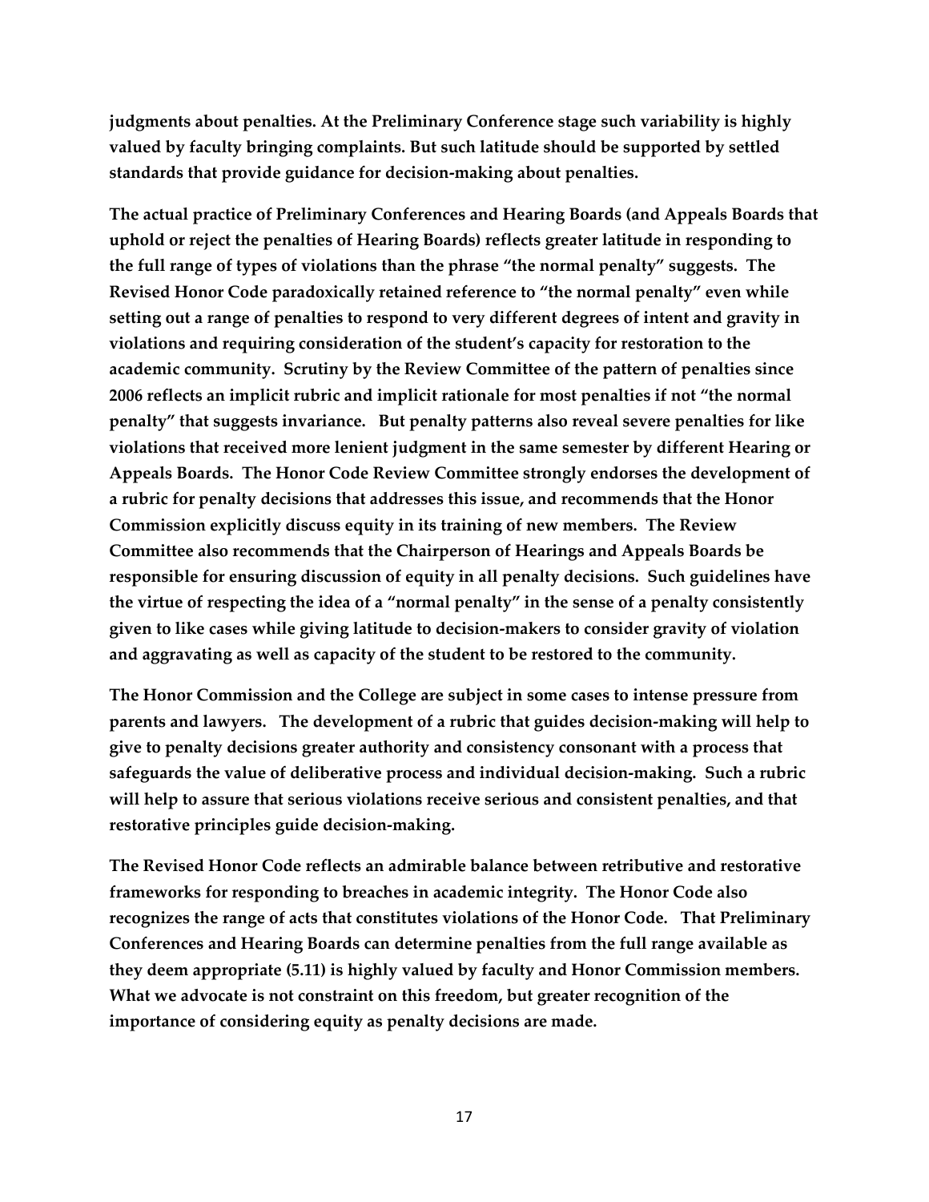**judgments about penalties. At the Preliminary Conference stage such variability is highly valued by faculty bringing complaints. But such latitude should be supported by settled standards that provide guidance for decision-making about penalties.**

**The actual practice of Preliminary Conferences and Hearing Boards (and Appeals Boards that uphold or reject the penalties of Hearing Boards) reflects greater latitude in responding to the full range of types of violations than the phrase "the normal penalty" suggests. The Revised Honor Code paradoxically retained reference to "the normal penalty" even while setting out a range of penalties to respond to very different degrees of intent and gravity in violations and requiring consideration of the student's capacity for restoration to the academic community. Scrutiny by the Review Committee of the pattern of penalties since 2006 reflects an implicit rubric and implicit rationale for most penalties if not "the normal penalty" that suggests invariance. But penalty patterns also reveal severe penalties for like violations that received more lenient judgment in the same semester by different Hearing or Appeals Boards. The Honor Code Review Committee strongly endorses the development of a rubric for penalty decisions that addresses this issue, and recommends that the Honor Commission explicitly discuss equity in its training of new members. The Review Committee also recommends that the Chairperson of Hearings and Appeals Boards be responsible for ensuring discussion of equity in all penalty decisions. Such guidelines have the virtue of respecting the idea of a "normal penalty" in the sense of a penalty consistently given to like cases while giving latitude to decision-makers to consider gravity of violation and aggravating as well as capacity of the student to be restored to the community.**

**The Honor Commission and the College are subject in some cases to intense pressure from parents and lawyers. The development of a rubric that guides decision-making will help to give to penalty decisions greater authority and consistency consonant with a process that safeguards the value of deliberative process and individual decision-making. Such a rubric will help to assure that serious violations receive serious and consistent penalties, and that restorative principles guide decision-making.**

**The Revised Honor Code reflects an admirable balance between retributive and restorative frameworks for responding to breaches in academic integrity. The Honor Code also recognizes the range of acts that constitutes violations of the Honor Code. That Preliminary Conferences and Hearing Boards can determine penalties from the full range available as they deem appropriate (5.11) is highly valued by faculty and Honor Commission members. What we advocate is not constraint on this freedom, but greater recognition of the importance of considering equity as penalty decisions are made.**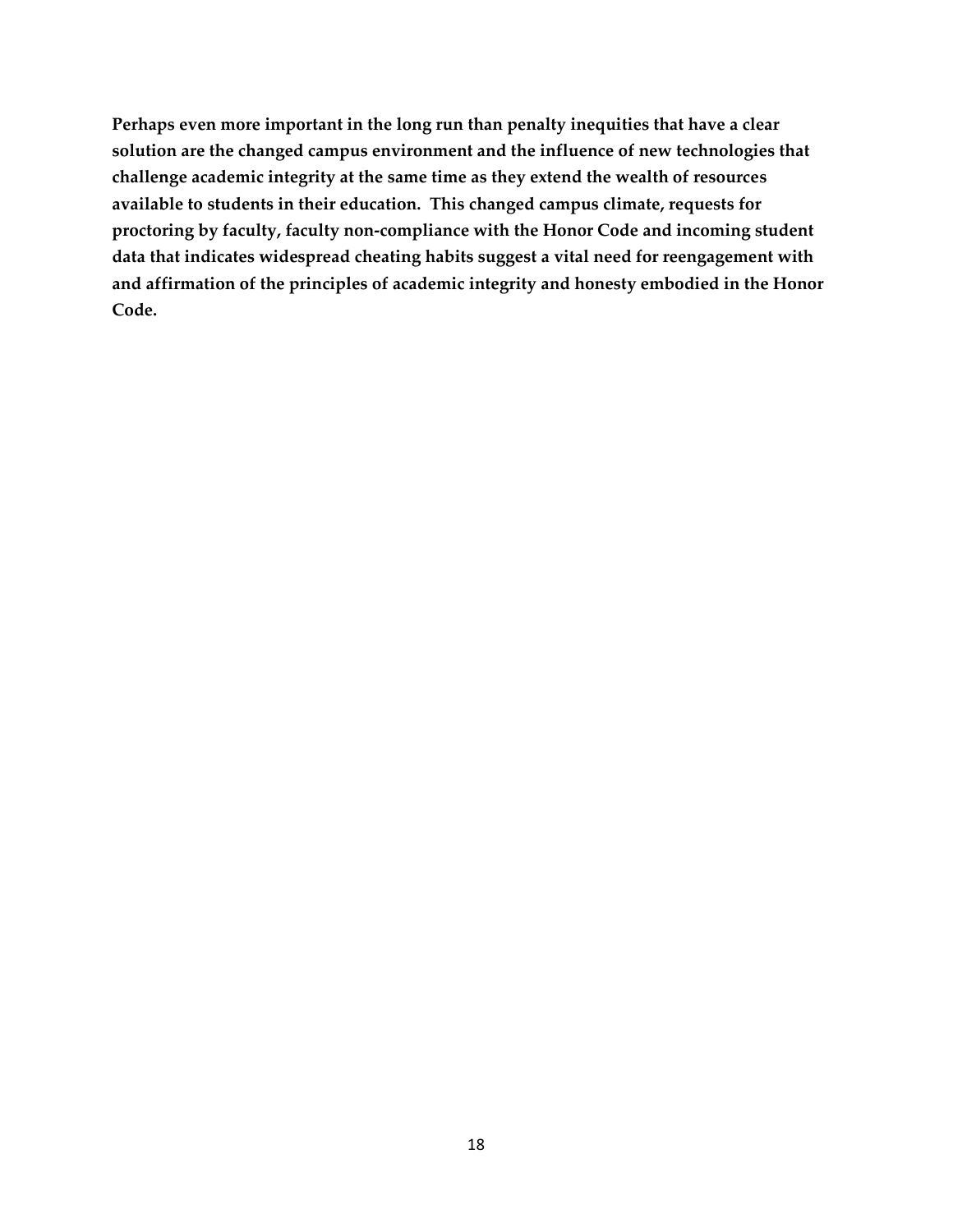**Perhaps even more important in the long run than penalty inequities that have a clear solution are the changed campus environment and the influence of new technologies that challenge academic integrity at the same time as they extend the wealth of resources available to students in their education. This changed campus climate, requests for proctoring by faculty, faculty non-compliance with the Honor Code and incoming student data that indicates widespread cheating habits suggest a vital need for reengagement with and affirmation of the principles of academic integrity and honesty embodied in the Honor Code.**